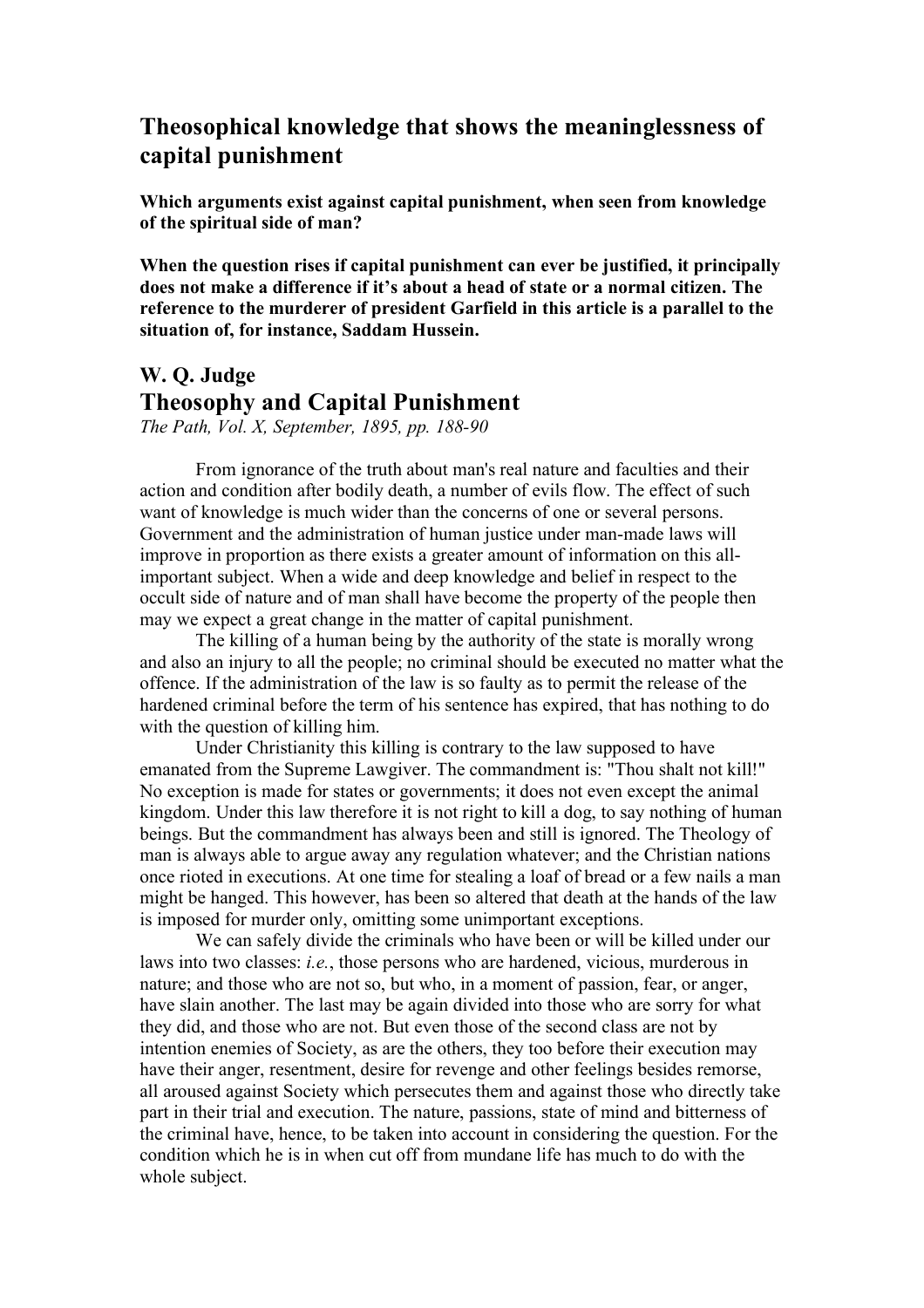## Theosophical knowledge that shows the meaninglessness of capital punishment

**Which arguments exist against capital punishment, when seen from knowledge of the spiritual side of man?**

**When the question rises if capital punishment can ever be justified, it principally does not make a difference if it's about a head of state or a normal citizen. The reference to the murderer of president Garfield in this article is a parallel to the situation of, for instance, Saddam Hussein.**

### W. Q. Judge

## Theosophy and Capital Punishment

*The Path, Vol. X, September, 1895, pp. 188-90*

From ignorance of the truth about man's real nature and faculties and their action and condition after bodily death, a number of evils flow. The effect of such want of knowledge is much wider than the concerns of one or several persons. Government and the administration of human justice under man-made laws will improve in proportion as there exists a greater amount of information on this all-important subject. When a wide and deep knowledge and belief in respect to the occult side of nature and of man shall have become the property of the people then may we expect a great change in the matter of capital punishment.

The killing of a human being by the authority of the state is morally wrong and also an injury to all the people; no criminal should be executed no matter what the offence. If the administration of the law is so faulty as to permit the release of the hardened criminal before the term of his sentence has expired, that has nothing to do with the question of killing him.

Under Christianity this killing is contrary to the law supposed to have emanated from the Supreme Lawgiver. The commandment is: "Thou shalt not kill!" No exception is made for states or governments; it does not even except the animal kingdom. Under this law therefore it is not right to kill a dog, to say nothing of human beings. But the commandment has always been and still is ignored. The Theology of man is always able to argue away any regulation whatever; and the Christian nations once rioted in executions. At one time for stealing a loaf of bread or a few nails a man might be hanged. This however, has been so altered that death at the hands of the law is imposed for murder only, omitting some unimportant exceptions.

We can safely divide the criminals who have been or will be killed under our laws into two classes: *i.e.*, those persons who are hardened, vicious, murderous in nature; and those who are not so, but who, in a moment of passion, fear, or anger, have slain another. The last may be again divided into those who are sorry for what they did, and those who are not. But even those of the second class are not by intention enemies of Society, as are the others, they too before their execution may have their anger, resentment, desire for revenge and other feelings besides remorse, all aroused against Society which persecutes them and against those who directly take part in their trial and execution. The nature, passions, state of mind and bitterness of the criminal have, hence, to be taken into account in considering the question. For the condition which he is in when cut off from mundane life has much to do with the whole subject.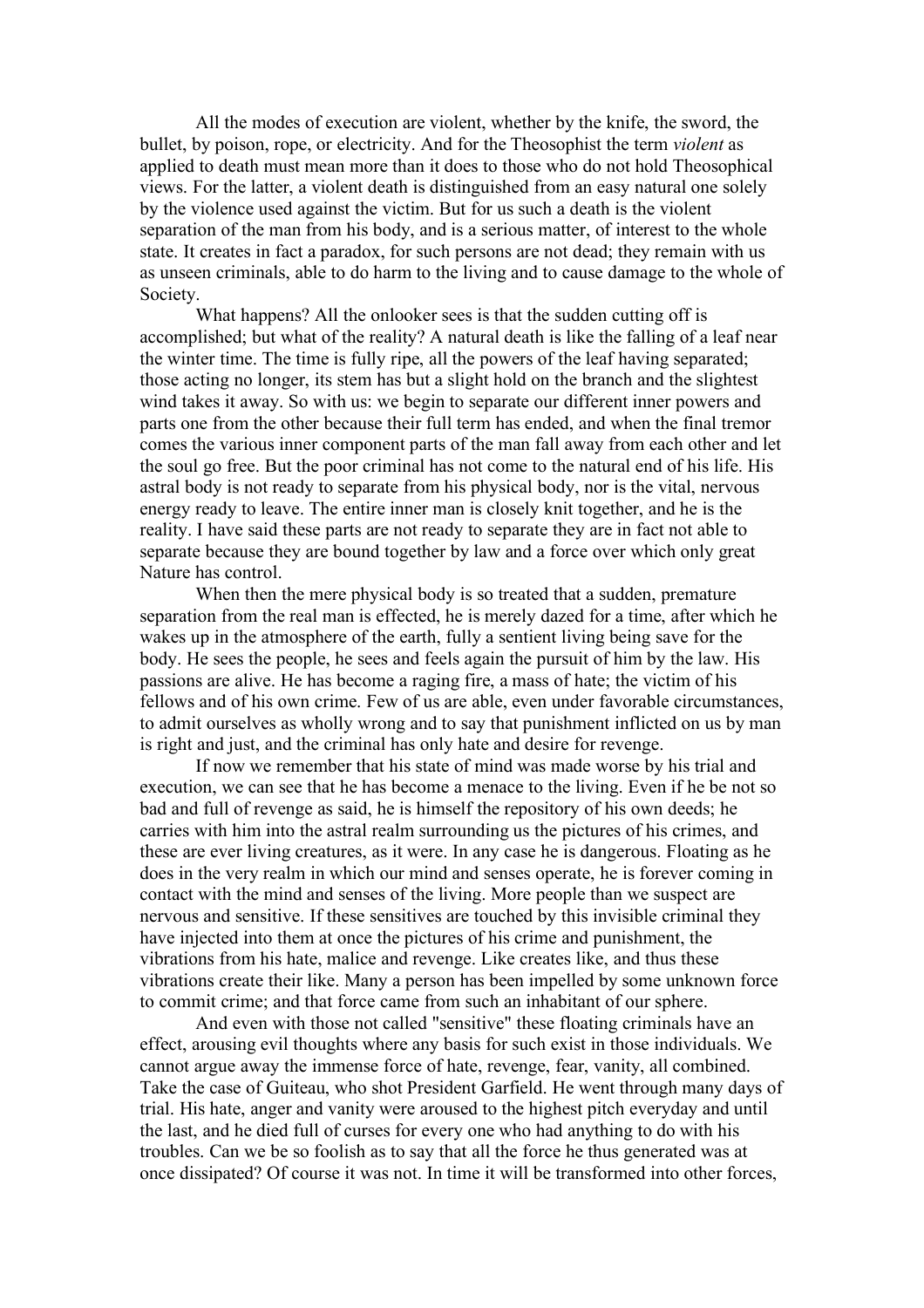All the modes of execution are violent, whether by the knife, the sword, the bullet, by poison, rope, or electricity. And for the Theosophist the term *violent* as applied to death must mean more than it does to those who do not hold Theosophical views. For the latter, a violent death is distinguished from an easy natural one solely by the violence used against the victim. But for us such a death is the violent separation of the man from his body, and is a serious matter, of interest to the whole state. It creates in fact a paradox, for such persons are not dead; they remain with us as unseen criminals, able to do harm to the living and to cause damage to the whole of Society.

What happens? All the onlooker sees is that the sudden cutting off is accomplished; but what of the reality? A natural death is like the falling of a leaf near the winter time. The time is fully ripe, all the powers of the leaf having separated; those acting no longer, its stem has but a slight hold on the branch and the slightest wind takes it away. So with us: we begin to separate our different inner powers and parts one from the other because their full term has ended, and when the final tremor comes the various inner component parts of the man fall away from each other and let the soul go free. But the poor criminal has not come to the natural end of his life. His astral body is not ready to separate from his physical body, nor is the vital, nervous energy ready to leave. The entire inner man is closely knit together, and he is the reality. I have said these parts are not ready to separate they are in fact not able to separate because they are bound together by law and a force over which only great Nature has control.

When then the mere physical body is so treated that a sudden, premature separation from the real man is effected, he is merely dazed for a time, after which he wakes up in the atmosphere of the earth, fully a sentient living being save for the body. He sees the people, he sees and feels again the pursuit of him by the law. His passions are alive. He has become a raging fire, a mass of hate; the victim of his fellows and of his own crime. Few of us are able, even under favorable circumstances, to admit ourselves as wholly wrong and to say that punishment inflicted on us by man is right and just, and the criminal has only hate and desire for revenge.

If now we remember that his state of mind was made worse by his trial and execution, we can see that he has become a menace to the living. Even if he be not so bad and full of revenge as said, he is himself the repository of his own deeds; he carries with him into the astral realm surrounding us the pictures of his crimes, and these are ever living creatures, as it were. In any case he is dangerous. Floating as he does in the very realm in which our mind and senses operate, he is forever coming in contact with the mind and senses of the living. More people than we suspect are nervous and sensitive. If these sensitives are touched by this invisible criminal they have injected into them at once the pictures of his crime and punishment, the vibrations from his hate, malice and revenge. Like creates like, and thus these vibrations create their like. Many a person has been impelled by some unknown force to commit crime; and that force came from such an inhabitant of our sphere.

And even with those not called "sensitive" these floating criminals have an effect, arousing evil thoughts where any basis for such exist in those individuals. We cannot argue away the immense force of hate, revenge, fear, vanity, all combined. Take the case of Guiteau, who shot President Garfield. He went through many days of trial. His hate, anger and vanity were aroused to the highest pitch everyday and until the last, and he died full of curses for every one who had anything to do with his troubles. Can we be so foolish as to say that all the force he thus generated was at once dissipated? Of course it was not. In time it will be transformed into other forces,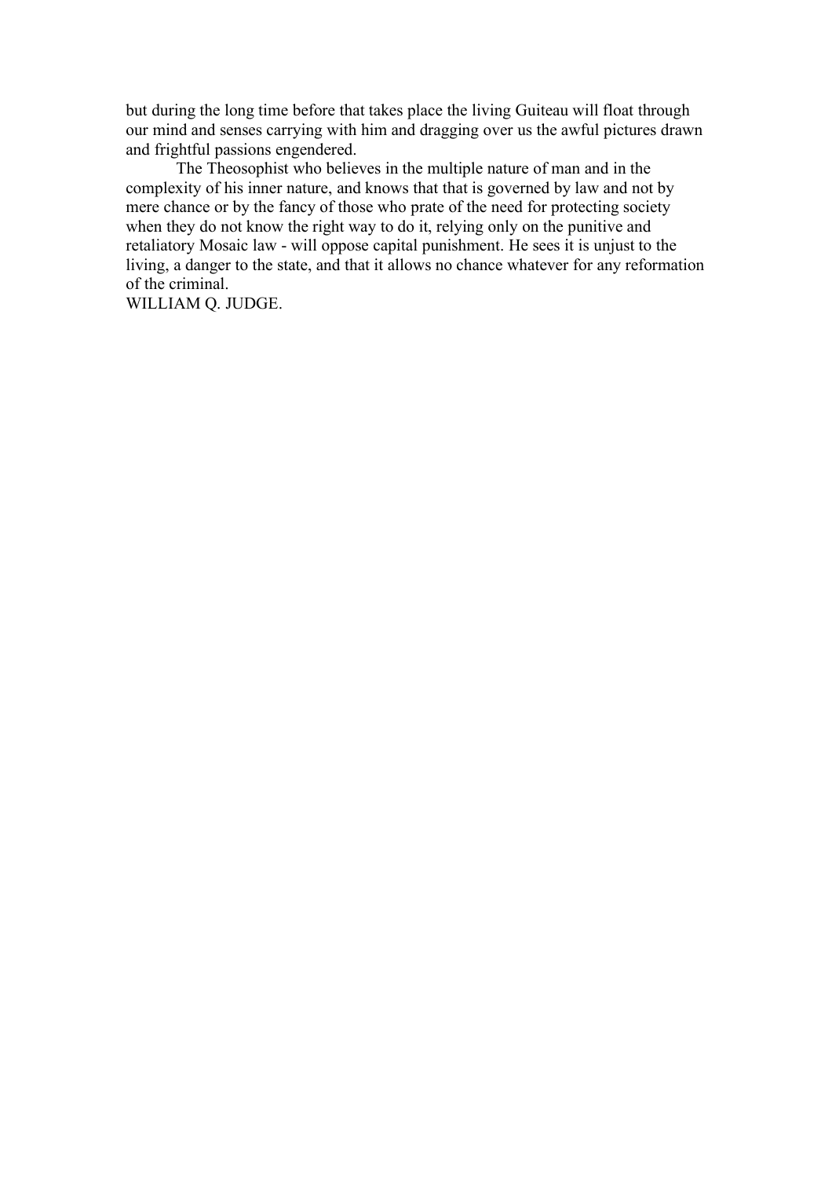but during the long time before that takes place the living Guiteau will float through our mind and senses carrying with him and dragging over us the awful pictures drawn and frightful passions engendered.

The Theosophist who believes in the multiple nature of man and in the complexity of his inner nature, and knows that that is governed by law and not by mere chance or by the fancy of those who prate of the need for protecting society when they do not know the right way to do it, relying only on the punitive and retaliatory Mosaic law - will oppose capital punishment. He sees it is unjust to the living, a danger to the state, and that it allows no chance whatever for any reformation of the criminal.

WILLIAM Q. JUDGE.